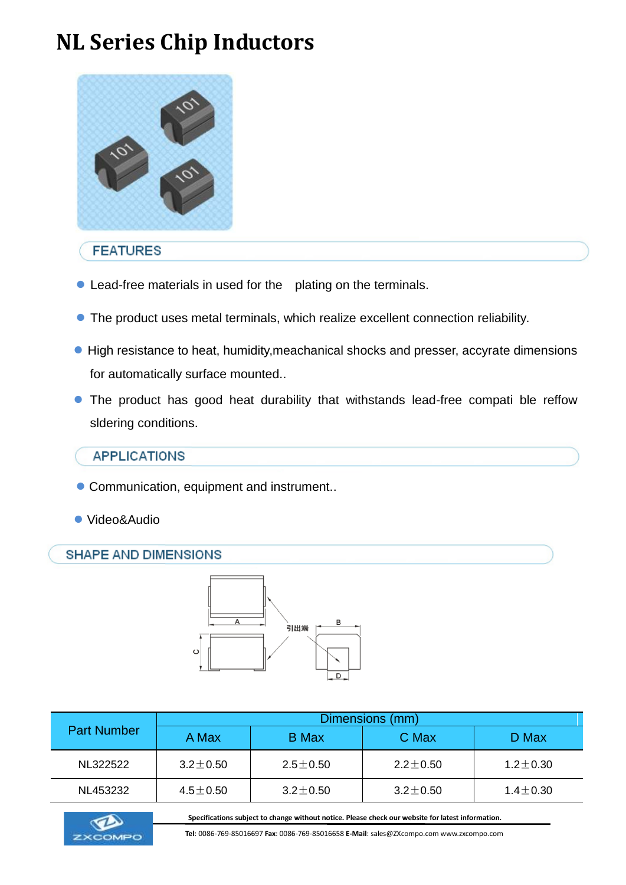# NL Series Chip Inductors

## FEATURES

- Lead-free materials in used for the plating on the terminals.
- The product uses metal terminals, which realize excellent connection reliability.
- High resistance to heat, humidity,meachanical shocks and presser, accyrate dimensions for automatically surface mounted..
- The product has good heat durability that withstands lead-free compati ble reffow sldering conditions.

## APPLICATIONS

- Communication, equipment and instrument..
- Video&Audio

## SHAPE AND DIMENSIONS

| Part Number | Dimensions (mm) | | | |
|---|---|---|---|---|
| | A Max | B Max | C Max | D Max |
| NL322522 | 3.2±0.50 | 2.5±0.50 | 2.2±0.50 | 1.2±0.30 |
| NL453232 | 4.5±0.50 | 3.2±0.50 | 3.2±0.50 | 1.4±0.30 |

Specifications subject to change without notice. Please check our website for latest information.

**Tel**: 0086-769-85016697 **Fax**: 0086-769-85016658 **E-Mail**: sales@ZXcompo.com www.zxcompo.com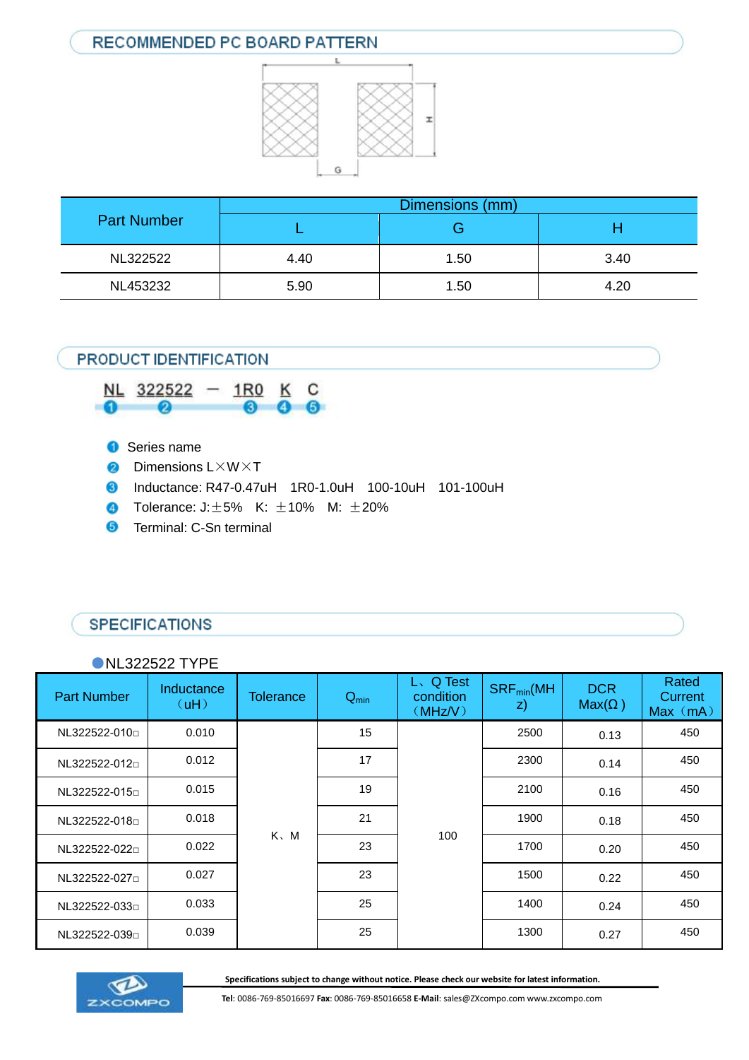## RECOMMENDED PC BOARD PATTERN

L

H

G

| Part Number | Dimensions (mm) | | |
|---|---|---|---|
| | L | G | H |
| NL322522 | 4.40 | 1.50 | 3.40 |
| NL453232 | 5.90 | 1.50 | 4.20 |

## PRODUCT IDENTIFICATION

NL 322522 — 1R0 K C
① ② ③ ④ ⑤

1. Series name
2. Dimensions L×W×T
3. Inductance: R47-0.47uH 1R0-1.0uH 100-10uH 101-100uH
4. Tolerance: J:±5% K: ±10% M: ±20%
5. Terminal: C-Sn terminal

## SPECIFICATIONS

● NL322522 TYPE

| Part Number | Inductance （uH） | Tolerance | $Q_{min}$ | L、Q Test condition （MHz/V） | $SRF_{min}$(MHz) | DCR Max(Ω ) | Rated Current Max （mA） |
|---|---|---|---|---|---|---|---|
| NL322522-010□ | 0.010 | K、M | 15 | 100 | 2500 | 0.13 | 450 |
| NL322522-012□ | 0.012 | | 17 | | 2300 | 0.14 | 450 |
| NL322522-015□ | 0.015 | | 19 | | 2100 | 0.16 | 450 |
| NL322522-018□ | 0.018 | | 21 | | 1900 | 0.18 | 450 |
| NL322522-022□ | 0.022 | | 23 | | 1700 | 0.20 | 450 |
| NL322522-027□ | 0.027 | | 23 | | 1500 | 0.22 | 450 |
| NL322522-033□ | 0.033 | | 25 | | 1400 | 0.24 | 450 |
| NL322522-039□ | 0.039 | | 25 | | 1300 | 0.27 | 450 |

ZXCOMPO

**Specifications subject to change without notice. Please check our website for latest information.**

**Tel**: 0086-769-85016697 **Fax**: 0086-769-85016658 **E-Mail**: sales@ZXcompo.com www.zxcompo.com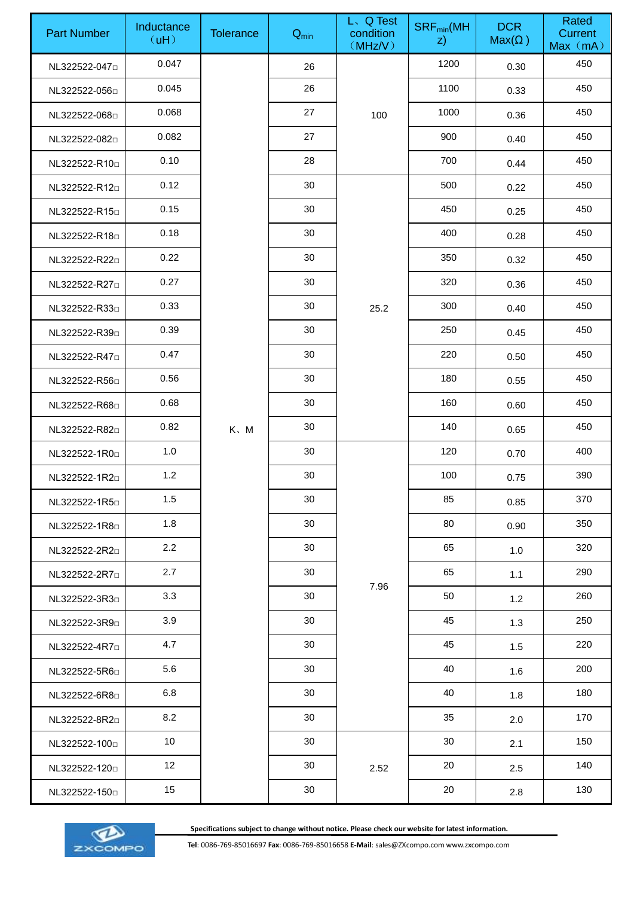| Part Number | Inductance（uH） | Tolerance | $Q_{min}$ | L、Q Test condition（MHz/V） | $SRF_{min}$(MHz) | DCR Max(Ω ) | Rated Current Max（mA） |
|---|---|---|---|---|---|---|---|
| NL322522-047□ | 0.047 | K、M | 26 | 100 | 1200 | 0.30 | 450 |
| NL322522-056□ | 0.045 | | 26 | | 1100 | 0.33 | 450 |
| NL322522-068□ | 0.068 | | 27 | | 1000 | 0.36 | 450 |
| NL322522-082□ | 0.082 | | 27 | | 900 | 0.40 | 450 |
| NL322522-R10□ | 0.10 | | 28 | | 700 | 0.44 | 450 |
| NL322522-R12□ | 0.12 | | 30 | 25.2 | 500 | 0.22 | 450 |
| NL322522-R15□ | 0.15 | | 30 | | 450 | 0.25 | 450 |
| NL322522-R18□ | 0.18 | | 30 | | 400 | 0.28 | 450 |
| NL322522-R22□ | 0.22 | | 30 | | 350 | 0.32 | 450 |
| NL322522-R27□ | 0.27 | | 30 | | 320 | 0.36 | 450 |
| NL322522-R33□ | 0.33 | | 30 | | 300 | 0.40 | 450 |
| NL322522-R39□ | 0.39 | | 30 | | 250 | 0.45 | 450 |
| NL322522-R47□ | 0.47 | | 30 | | 220 | 0.50 | 450 |
| NL322522-R56□ | 0.56 | | 30 | | 180 | 0.55 | 450 |
| NL322522-R68□ | 0.68 | | 30 | | 160 | 0.60 | 450 |
| NL322522-R82□ | 0.82 | | 30 | | 140 | 0.65 | 450 |
| NL322522-1R0□ | 1.0 | | 30 | 7.96 | 120 | 0.70 | 400 |
| NL322522-1R2□ | 1.2 | | 30 | | 100 | 0.75 | 390 |
| NL322522-1R5□ | 1.5 | | 30 | | 85 | 0.85 | 370 |
| NL322522-1R8□ | 1.8 | | 30 | | 80 | 0.90 | 350 |
| NL322522-2R2□ | 2.2 | | 30 | | 65 | 1.0 | 320 |
| NL322522-2R7□ | 2.7 | | 30 | | 65 | 1.1 | 290 |
| NL322522-3R3□ | 3.3 | | 30 | | 50 | 1.2 | 260 |
| NL322522-3R9□ | 3.9 | | 30 | | 45 | 1.3 | 250 |
| NL322522-4R7□ | 4.7 | | 30 | | 45 | 1.5 | 220 |
| NL322522-5R6□ | 5.6 | | 30 | | 40 | 1.6 | 200 |
| NL322522-6R8□ | 6.8 | | 30 | | 40 | 1.8 | 180 |
| NL322522-8R2□ | 8.2 | | 30 | | 35 | 2.0 | 170 |
| NL322522-100□ | 10 | | 30 | 2.52 | 30 | 2.1 | 150 |
| NL322522-120□ | 12 | | 30 | | 20 | 2.5 | 140 |
| NL322522-150□ | 15 | | 30 | | 20 | 2.8 | 130 |

ZXCOMPO

**Specifications subject to change without notice. Please check our website for latest information.**

**Tel**: 0086-769-85016697 **Fax**: 0086-769-85016658 **E-Mail**: sales@ZXcompo.com www.zxcompo.com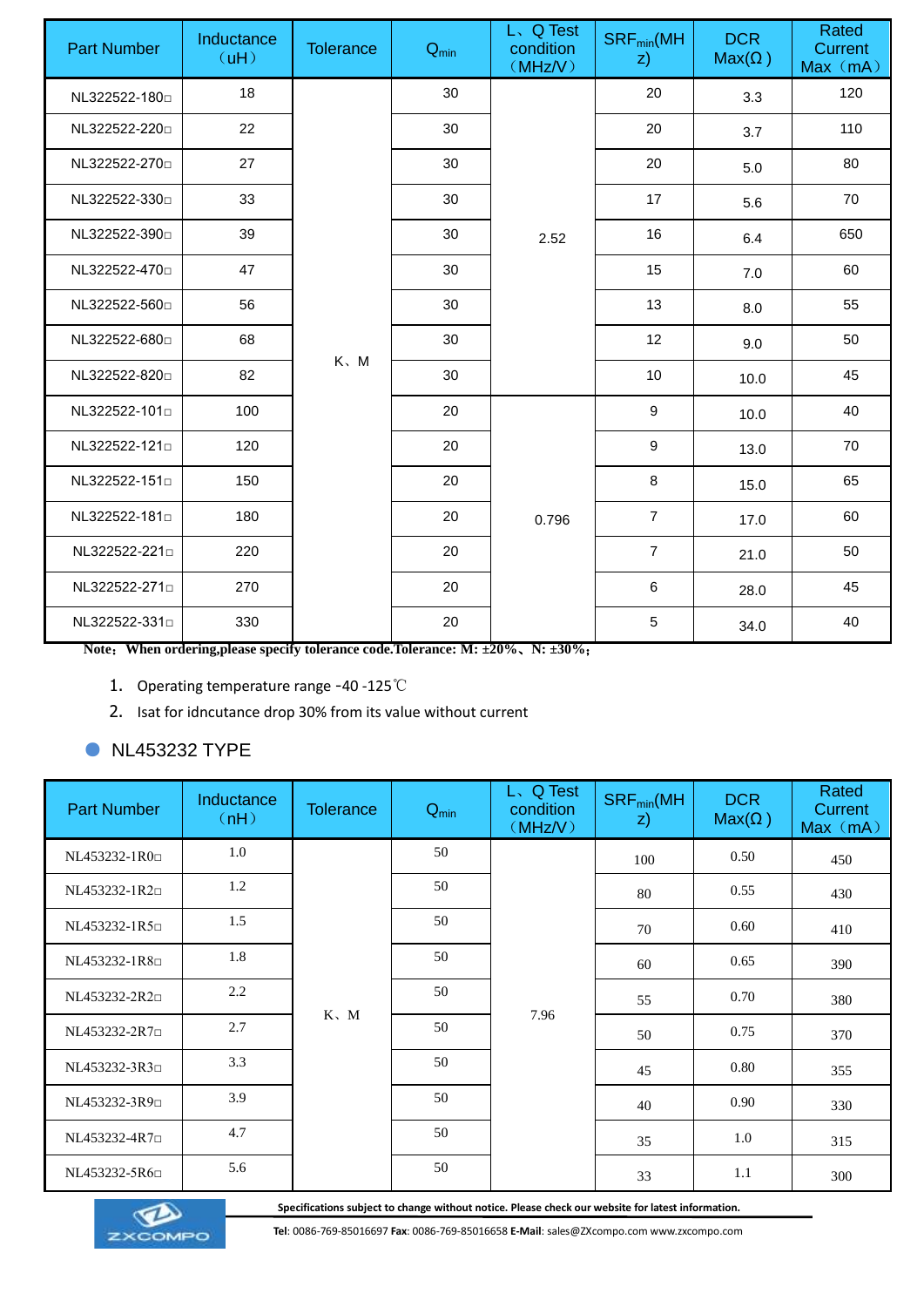| Part Number | Inductance（uH） | Tolerance | $Q_{min}$ | L、Q Test condition（MHz/V） | $SRF_{min}$(MHz) | DCR Max(Ω) | Rated Current Max（mA） |
|---|---|---|---|---|---|---|---|
| NL322522-180□ | 18 | K、M | 30 | 2.52 | 20 | 3.3 | 120 |
| NL322522-220□ | 22 | | 30 | | 20 | 3.7 | 110 |
| NL322522-270□ | 27 | | 30 | | 20 | 5.0 | 80 |
| NL322522-330□ | 33 | | 30 | | 17 | 5.6 | 70 |
| NL322522-390□ | 39 | | 30 | | 16 | 6.4 | 650 |
| NL322522-470□ | 47 | | 30 | | 15 | 7.0 | 60 |
| NL322522-560□ | 56 | | 30 | | 13 | 8.0 | 55 |
| NL322522-680□ | 68 | | 30 | | 12 | 9.0 | 50 |
| NL322522-820□ | 82 | | 30 | | 10 | 10.0 | 45 |
| NL322522-101□ | 100 | | 20 | 0.796 | 9 | 10.0 | 40 |
| NL322522-121□ | 120 | | 20 | | 9 | 13.0 | 70 |
| NL322522-151□ | 150 | | 20 | | 8 | 15.0 | 65 |
| NL322522-181□ | 180 | | 20 | | 7 | 17.0 | 60 |
| NL322522-221□ | 220 | | 20 | | 7 | 21.0 | 50 |
| NL322522-271□ | 270 | | 20 | | 6 | 28.0 | 45 |
| NL322522-331□ | 330 | | 20 | | 5 | 34.0 | 40 |

**Note：When ordering,please specify tolerance code.Tolerance: M: ±20%、N: ±30%；**

1. Operating temperature range -40 -125℃
2. Isat for idncutance drop 30% from its value without current

- NL453232 TYPE

| Part Number | Inductance（nH） | Tolerance | $Q_{min}$ | L、Q Test condition（MHz/V） | $SRF_{min}$(MHz) | DCR Max(Ω) | Rated Current Max（mA） |
|---|---|---|---|---|---|---|---|
| NL453232-1R0□ | 1.0 | K、M | 50 | 7.96 | 100 | 0.50 | 450 |
| NL453232-1R2□ | 1.2 | | 50 | | 80 | 0.55 | 430 |
| NL453232-1R5□ | 1.5 | | 50 | | 70 | 0.60 | 410 |
| NL453232-1R8□ | 1.8 | | 50 | | 60 | 0.65 | 390 |
| NL453232-2R2□ | 2.2 | | 50 | | 55 | 0.70 | 380 |
| NL453232-2R7□ | 2.7 | | 50 | | 50 | 0.75 | 370 |
| NL453232-3R3□ | 3.3 | | 50 | | 45 | 0.80 | 355 |
| NL453232-3R9□ | 3.9 | | 50 | | 40 | 0.90 | 330 |
| NL453232-4R7□ | 4.7 | | 50 | | 35 | 1.0 | 315 |
| NL453232-5R6□ | 5.6 | | 50 | | 33 | 1.1 | 300 |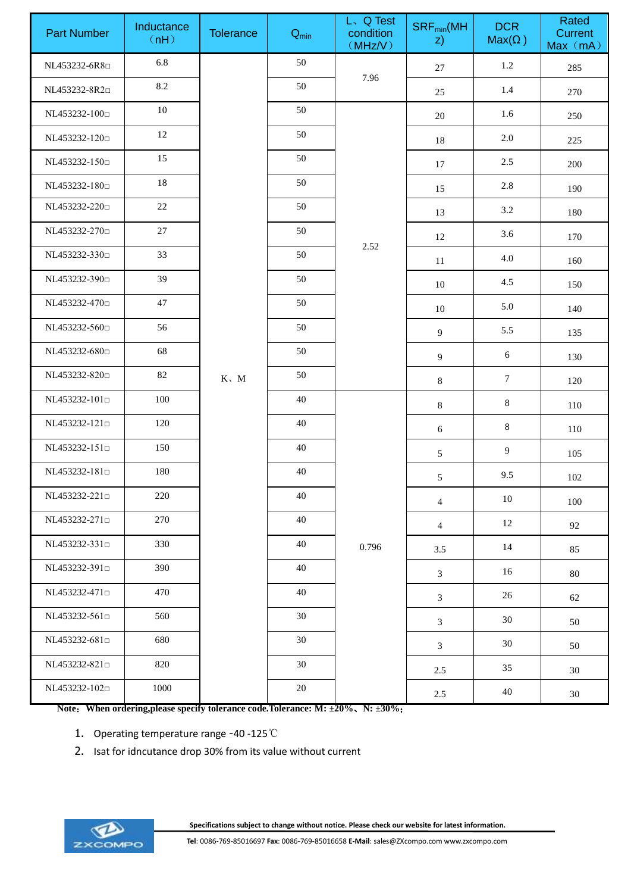| Part Number | Inductance （nH） | Tolerance | $Q_{min}$ | L、Q Test condition （MHz/V） | $SRF_{min}$(MHz) | DCR Max(Ω ) | Rated Current Max（mA） |
|---|---|---|---|---|---|---|---|
| NL453232-6R8□ | 6.8 | K、M | 50 | 7.96 | 27 | 1.2 | 285 |
| NL453232-8R2□ | 8.2 | | 50 | | 25 | 1.4 | 270 |
| NL453232-100□ | 10 | | 50 | 2.52 | 20 | 1.6 | 250 |
| NL453232-120□ | 12 | | 50 | | 18 | 2.0 | 225 |
| NL453232-150□ | 15 | | 50 | | 17 | 2.5 | 200 |
| NL453232-180□ | 18 | | 50 | | 15 | 2.8 | 190 |
| NL453232-220□ | 22 | | 50 | | 13 | 3.2 | 180 |
| NL453232-270□ | 27 | | 50 | | 12 | 3.6 | 170 |
| NL453232-330□ | 33 | | 50 | | 11 | 4.0 | 160 |
| NL453232-390□ | 39 | | 50 | | 10 | 4.5 | 150 |
| NL453232-470□ | 47 | | 50 | | 10 | 5.0 | 140 |
| NL453232-560□ | 56 | | 50 | | 9 | 5.5 | 135 |
| NL453232-680□ | 68 | | 50 | | 9 | 6 | 130 |
| NL453232-820□ | 82 | | 50 | | 8 | 7 | 120 |
| NL453232-101□ | 100 | | 40 | 0.796 | 8 | 8 | 110 |
| NL453232-121□ | 120 | | 40 | | 6 | 8 | 110 |
| NL453232-151□ | 150 | | 40 | | 5 | 9 | 105 |
| NL453232-181□ | 180 | | 40 | | 5 | 9.5 | 102 |
| NL453232-221□ | 220 | | 40 | | 4 | 10 | 100 |
| NL453232-271□ | 270 | | 40 | | 4 | 12 | 92 |
| NL453232-331□ | 330 | | 40 | | 3.5 | 14 | 85 |
| NL453232-391□ | 390 | | 40 | | 3 | 16 | 80 |
| NL453232-471□ | 470 | | 40 | | 3 | 26 | 62 |
| NL453232-561□ | 560 | | 30 | | 3 | 30 | 50 |
| NL453232-681□ | 680 | | 30 | | 3 | 30 | 50 |
| NL453232-821□ | 820 | | 30 | | 2.5 | 35 | 30 |
| NL453232-102□ | 1000 | | 20 | | 2.5 | 40 | 30 |

**Note：When ordering,please specify tolerance code.Tolerance: M: ±20%、N: ±30%；**

1. Operating temperature range -40 -125℃
2. Isat for idncutance drop 30% from its value without current

**Specifications subject to change without notice. Please check our website for latest information.**

**Tel**: 0086-769-85016697 **Fax**: 0086-769-85016658 **E-Mail**: sales@ZXcompo.com www.zxcompo.com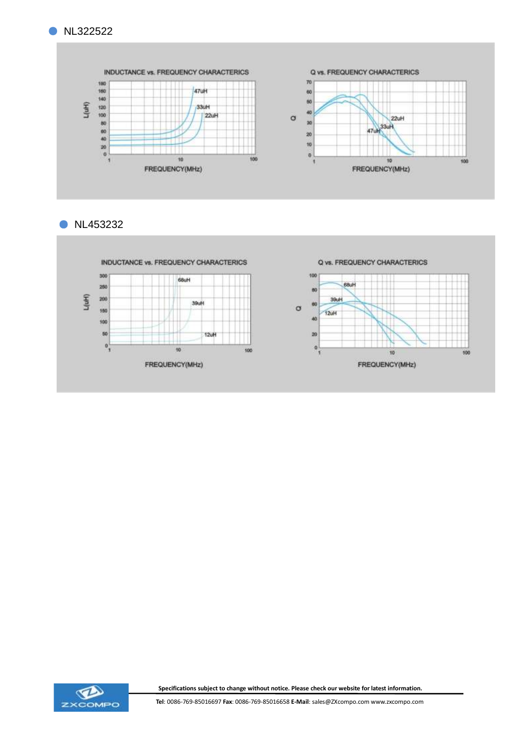## NL322522

INDUCTANCE vs. FREQUENCY CHARACTERICS

L(uH)

180
160
140
120
100
80
60
40
20
0

1
10
100

FREQUENCY(MHz)

47uH
33uH
22uH

Q vs. FREQUENCY CHARACTERICS

Q

70
60
50
40
30
20
10
0

1
10
100

FREQUENCY(MHz)

22uH
33uH
47uH

## NL453232

INDUCTANCE vs. FREQUENCY CHARACTERICS

L(uH)

300
250
200
150
100
50
0

1
10
100

FREQUENCY(MHz)

68uH
39uH
12uH

Q vs. FREQUENCY CHARACTERICS

Q

100
80
60
40
20
0

1
10
100

FREQUENCY(MHz)

68uH
39uH
12uH

**Specifications subject to change without notice. Please check our website for latest information.**

**Tel**: 0086-769-85016697 **Fax**: 0086-769-85016658 **E-Mail**: sales@ZXcompo.com www.zxcompo.com